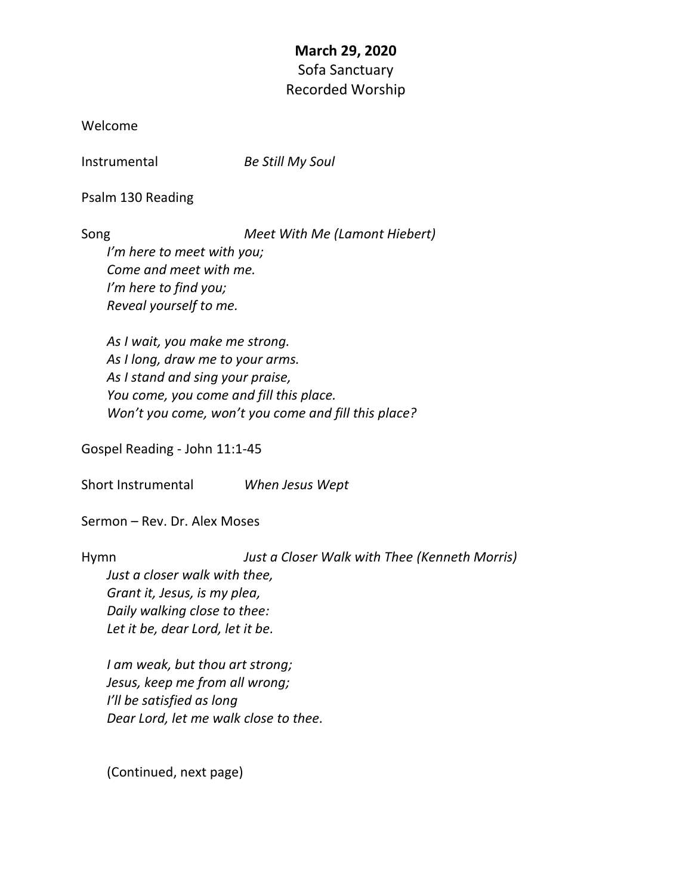**March 29, 2020**

Sofa Sanctuary

Recorded Worship

Welcome

Instrumental *Be Still My Soul*

Psalm 130 Reading

Song *Meet With Me (Lamont Hiebert)*

*I'm here to meet with you;*
*Come and meet with me.*
*I'm here to find you;*
*Reveal yourself to me.*

*As I wait, you make me strong.*
*As I long, draw me to your arms.*
*As I stand and sing your praise,*
*You come, you come and fill this place.*
*Won't you come, won't you come and fill this place?*

Gospel Reading - John 11:1-45

Short Instrumental *When Jesus Wept*

Sermon – Rev. Dr. Alex Moses

Hymn *Just a Closer Walk with Thee (Kenneth Morris)*

*Just a closer walk with thee,*
*Grant it, Jesus, is my plea,*
*Daily walking close to thee:*
*Let it be, dear Lord, let it be.*

*I am weak, but thou art strong;*
*Jesus, keep me from all wrong;*
*I'll be satisfied as long*
*Dear Lord, let me walk close to thee.*

(Continued, next page)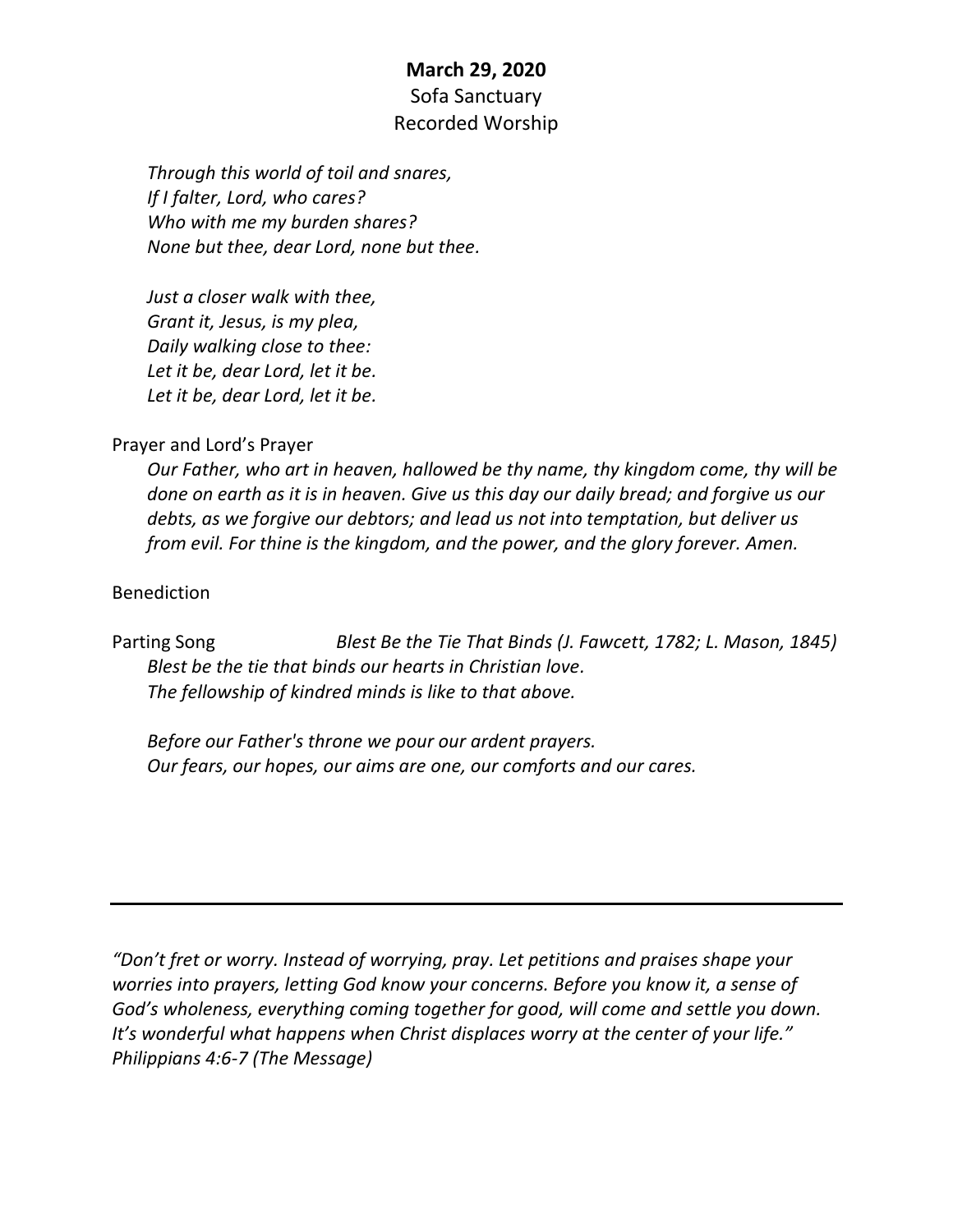**March 29, 2020**

Sofa Sanctuary

Recorded Worship

*Through this world of toil and snares,*
*If I falter, Lord, who cares?*
*Who with me my burden shares?*
*None but thee, dear Lord, none but thee.*

*Just a closer walk with thee,*
*Grant it, Jesus, is my plea,*
*Daily walking close to thee:*
*Let it be, dear Lord, let it be.*
*Let it be, dear Lord, let it be.*

Prayer and Lord's Prayer

*Our Father, who art in heaven, hallowed be thy name, thy kingdom come, thy will be done on earth as it is in heaven. Give us this day our daily bread; and forgive us our debts, as we forgive our debtors; and lead us not into temptation, but deliver us from evil. For thine is the kingdom, and the power, and the glory forever. Amen.*

Benediction

Parting Song *Blest Be the Tie That Binds (J. Fawcett, 1782; L. Mason, 1845)*

*Blest be the tie that binds our hearts in Christian love.*
*The fellowship of kindred minds is like to that above.*

*Before our Father's throne we pour our ardent prayers.*
*Our fears, our hopes, our aims are one, our comforts and our cares.*

---

*"Don't fret or worry. Instead of worrying, pray. Let petitions and praises shape your worries into prayers, letting God know your concerns. Before you know it, a sense of God's wholeness, everything coming together for good, will come and settle you down. It's wonderful what happens when Christ displaces worry at the center of your life." Philippians 4:6-7 (The Message)*